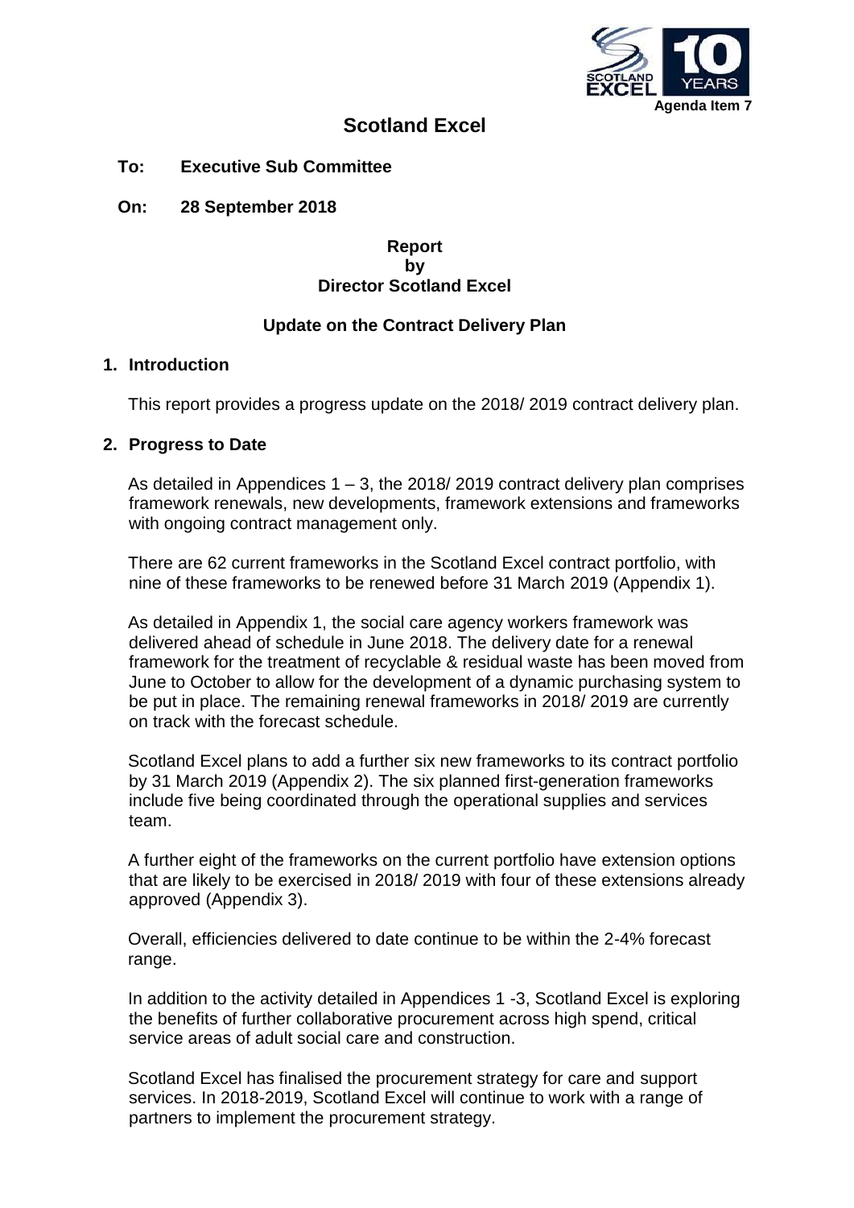Agenda Item 7

# Scotland Excel

**To: Executive Sub Committee**

**On: 28 September 2018**

**Report**
**by**
**Director Scotland Excel**

**Update on the Contract Delivery Plan**

## 1. Introduction

This report provides a progress update on the 2018/ 2019 contract delivery plan.

## 2. Progress to Date

As detailed in Appendices 1 – 3, the 2018/ 2019 contract delivery plan comprises framework renewals, new developments, framework extensions and frameworks with ongoing contract management only.

There are 62 current frameworks in the Scotland Excel contract portfolio, with nine of these frameworks to be renewed before 31 March 2019 (Appendix 1).

As detailed in Appendix 1, the social care agency workers framework was delivered ahead of schedule in June 2018. The delivery date for a renewal framework for the treatment of recyclable & residual waste has been moved from June to October to allow for the development of a dynamic purchasing system to be put in place. The remaining renewal frameworks in 2018/ 2019 are currently on track with the forecast schedule.

Scotland Excel plans to add a further six new frameworks to its contract portfolio by 31 March 2019 (Appendix 2). The six planned first-generation frameworks include five being coordinated through the operational supplies and services team.

A further eight of the frameworks on the current portfolio have extension options that are likely to be exercised in 2018/ 2019 with four of these extensions already approved (Appendix 3).

Overall, efficiencies delivered to date continue to be within the 2-4% forecast range.

In addition to the activity detailed in Appendices 1 -3, Scotland Excel is exploring the benefits of further collaborative procurement across high spend, critical service areas of adult social care and construction.

Scotland Excel has finalised the procurement strategy for care and support services. In 2018-2019, Scotland Excel will continue to work with a range of partners to implement the procurement strategy.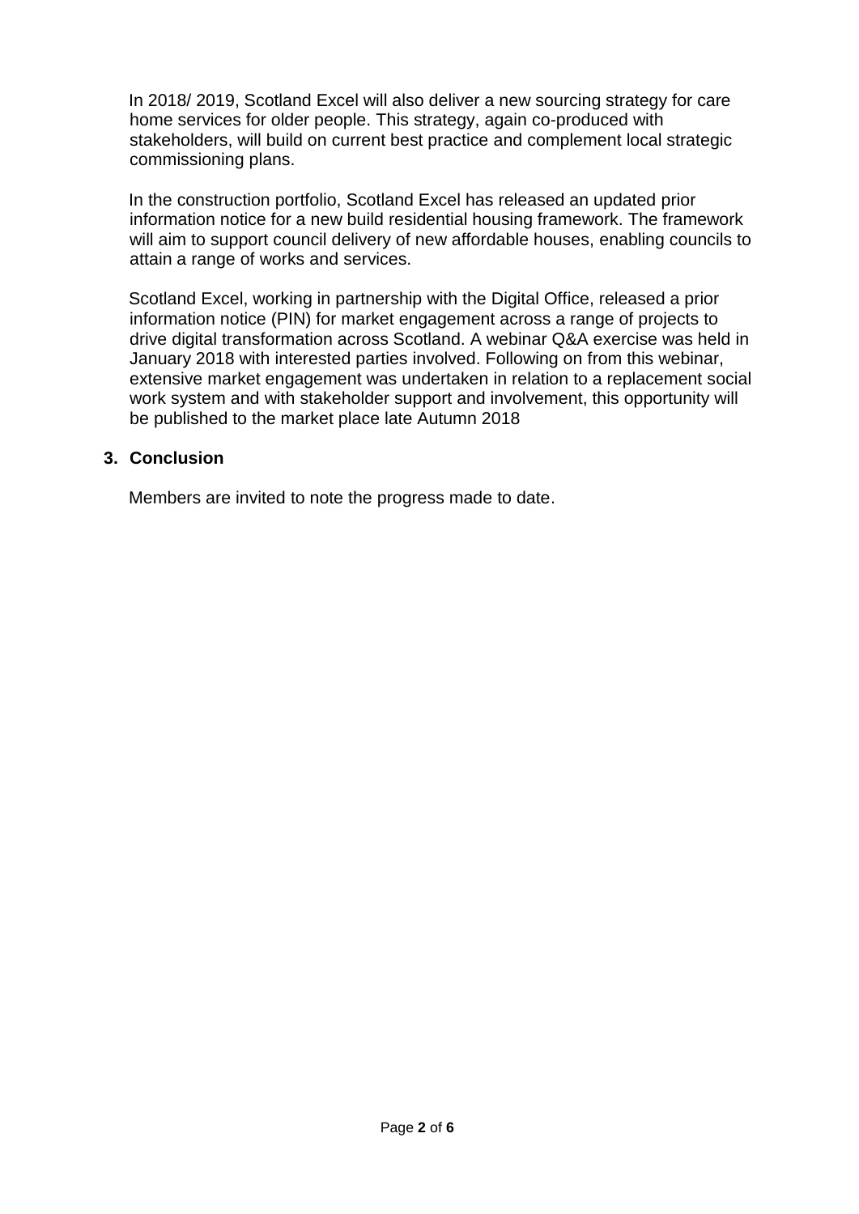In 2018/ 2019, Scotland Excel will also deliver a new sourcing strategy for care home services for older people. This strategy, again co-produced with stakeholders, will build on current best practice and complement local strategic commissioning plans.

In the construction portfolio, Scotland Excel has released an updated prior information notice for a new build residential housing framework. The framework will aim to support council delivery of new affordable houses, enabling councils to attain a range of works and services.

Scotland Excel, working in partnership with the Digital Office, released a prior information notice (PIN) for market engagement across a range of projects to drive digital transformation across Scotland. A webinar Q&A exercise was held in January 2018 with interested parties involved. Following on from this webinar, extensive market engagement was undertaken in relation to a replacement social work system and with stakeholder support and involvement, this opportunity will be published to the market place late Autumn 2018

## 3. Conclusion

Members are invited to note the progress made to date.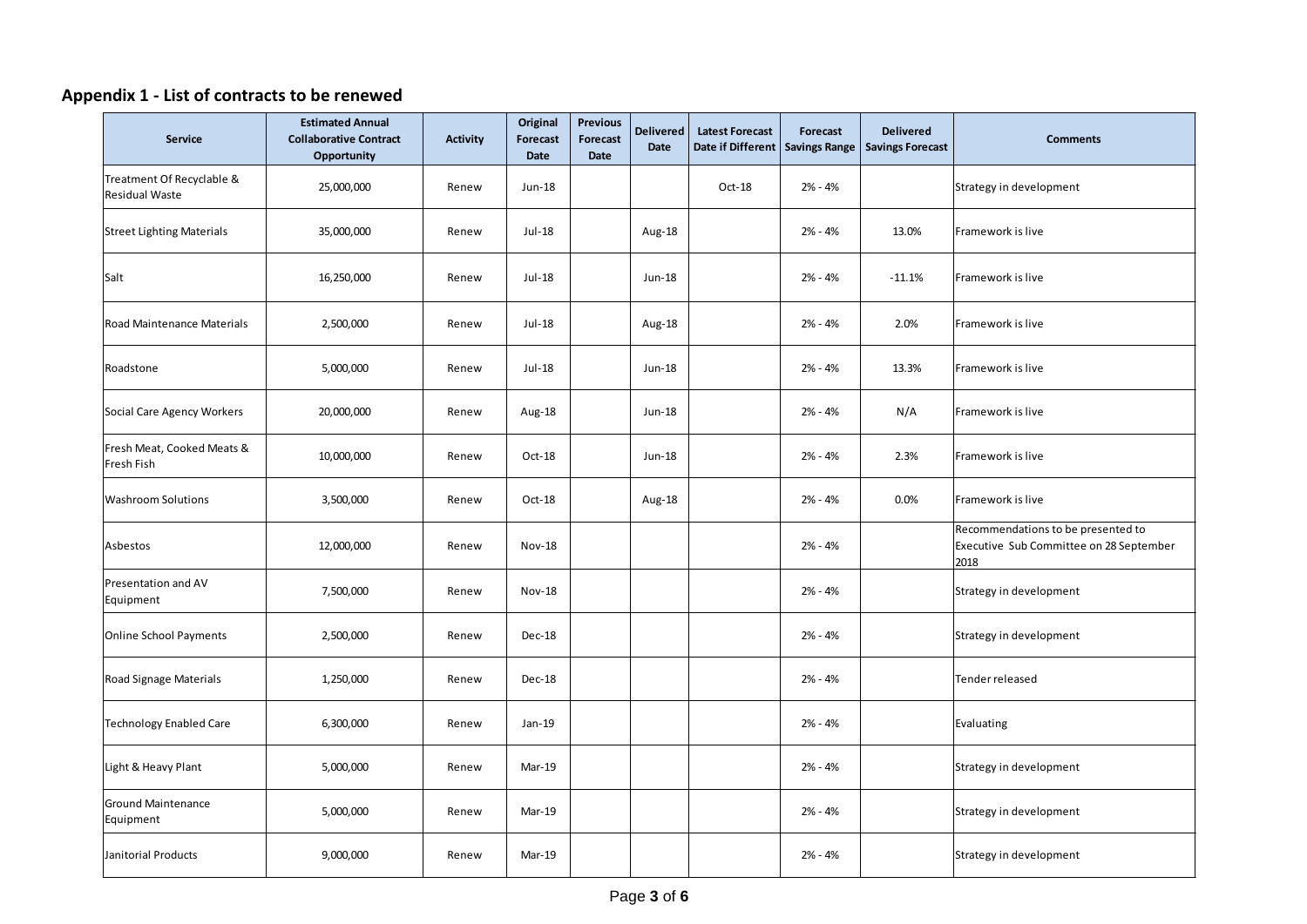## Appendix 1 - List of contracts to be renewed

| Service | Estimated Annual Collaborative Contract Opportunity | Activity | Original Forecast Date | Previous Forecast Date | Delivered Date | Latest Forecast Date if Different | Forecast Savings Range | Delivered Savings Forecast | Comments |
|---|---|---|---|---|---|---|---|---|---|
| Treatment Of Recyclable & Residual Waste | 25,000,000 | Renew | Jun-18 | | | Oct-18 | 2% - 4% | | Strategy in development |
| Street Lighting Materials | 35,000,000 | Renew | Jul-18 | | Aug-18 | | 2% - 4% | 13.0% | Framework is live |
| Salt | 16,250,000 | Renew | Jul-18 | | Jun-18 | | 2% - 4% | -11.1% | Framework is live |
| Road Maintenance Materials | 2,500,000 | Renew | Jul-18 | | Aug-18 | | 2% - 4% | 2.0% | Framework is live |
| Roadstone | 5,000,000 | Renew | Jul-18 | | Jun-18 | | 2% - 4% | 13.3% | Framework is live |
| Social Care Agency Workers | 20,000,000 | Renew | Aug-18 | | Jun-18 | | 2% - 4% | N/A | Framework is live |
| Fresh Meat, Cooked Meats & Fresh Fish | 10,000,000 | Renew | Oct-18 | | Jun-18 | | 2% - 4% | 2.3% | Framework is live |
| Washroom Solutions | 3,500,000 | Renew | Oct-18 | | Aug-18 | | 2% - 4% | 0.0% | Framework is live |
| Asbestos | 12,000,000 | Renew | Nov-18 | | | | 2% - 4% | | Recommendations to be presented to Executive Sub Committee on 28 September 2018 |
| Presentation and AV Equipment | 7,500,000 | Renew | Nov-18 | | | | 2% - 4% | | Strategy in development |
| Online School Payments | 2,500,000 | Renew | Dec-18 | | | | 2% - 4% | | Strategy in development |
| Road Signage Materials | 1,250,000 | Renew | Dec-18 | | | | 2% - 4% | | Tender released |
| Technology Enabled Care | 6,300,000 | Renew | Jan-19 | | | | 2% - 4% | | Evaluating |
| Light & Heavy Plant | 5,000,000 | Renew | Mar-19 | | | | 2% - 4% | | Strategy in development |
| Ground Maintenance Equipment | 5,000,000 | Renew | Mar-19 | | | | 2% - 4% | | Strategy in development |
| Janitorial Products | 9,000,000 | Renew | Mar-19 | | | | 2% - 4% | | Strategy in development |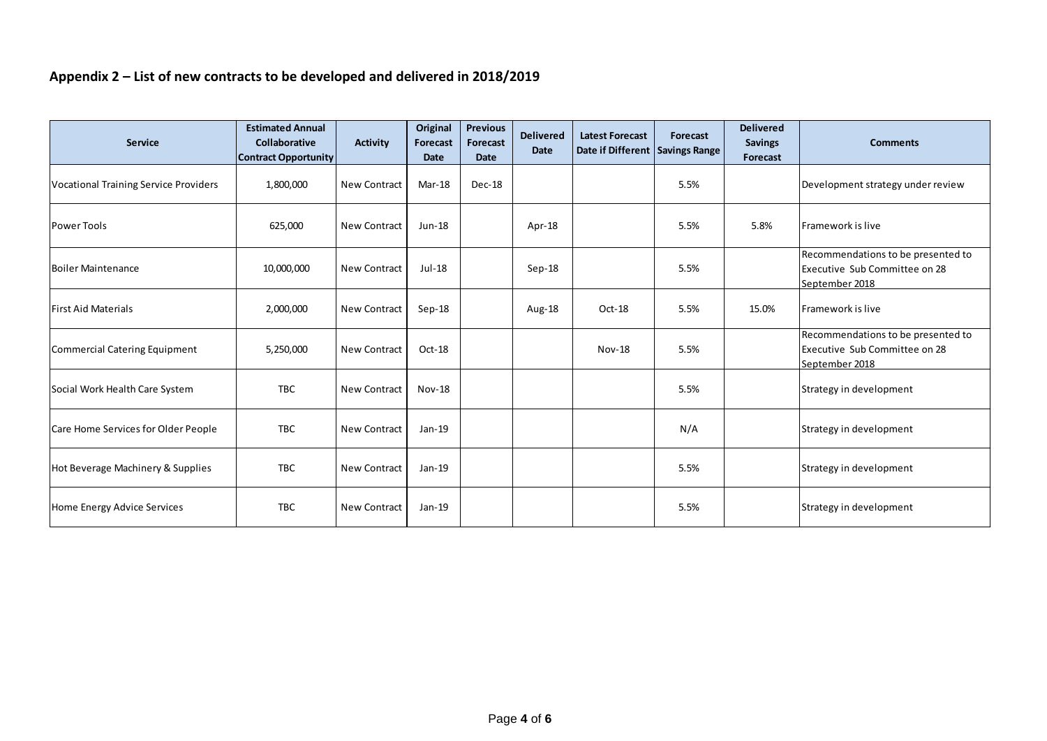## Appendix 2 – List of new contracts to be developed and delivered in 2018/2019

| Service | Estimated Annual Collaborative Contract Opportunity | Activity | Original Forecast Date | Previous Forecast Date | Delivered Date | Latest Forecast Date if Different | Forecast Savings Range | Delivered Savings Forecast | Comments |
|---|---|---|---|---|---|---|---|---|---|
| Vocational Training Service Providers | 1,800,000 | New Contract | Mar-18 | Dec-18 | | | 5.5% | | Development strategy under review |
| Power Tools | 625,000 | New Contract | Jun-18 | | Apr-18 | | 5.5% | 5.8% | Framework is live |
| Boiler Maintenance | 10,000,000 | New Contract | Jul-18 | | Sep-18 | | 5.5% | | Recommendations to be presented to Executive Sub Committee on 28 September 2018 |
| First Aid Materials | 2,000,000 | New Contract | Sep-18 | | Aug-18 | Oct-18 | 5.5% | 15.0% | Framework is live |
| Commercial Catering Equipment | 5,250,000 | New Contract | Oct-18 | | | Nov-18 | 5.5% | | Recommendations to be presented to Executive Sub Committee on 28 September 2018 |
| Social Work Health Care System | TBC | New Contract | Nov-18 | | | | 5.5% | | Strategy in development |
| Care Home Services for Older People | TBC | New Contract | Jan-19 | | | | N/A | | Strategy in development |
| Hot Beverage Machinery & Supplies | TBC | New Contract | Jan-19 | | | | 5.5% | | Strategy in development |
| Home Energy Advice Services | TBC | New Contract | Jan-19 | | | | 5.5% | | Strategy in development |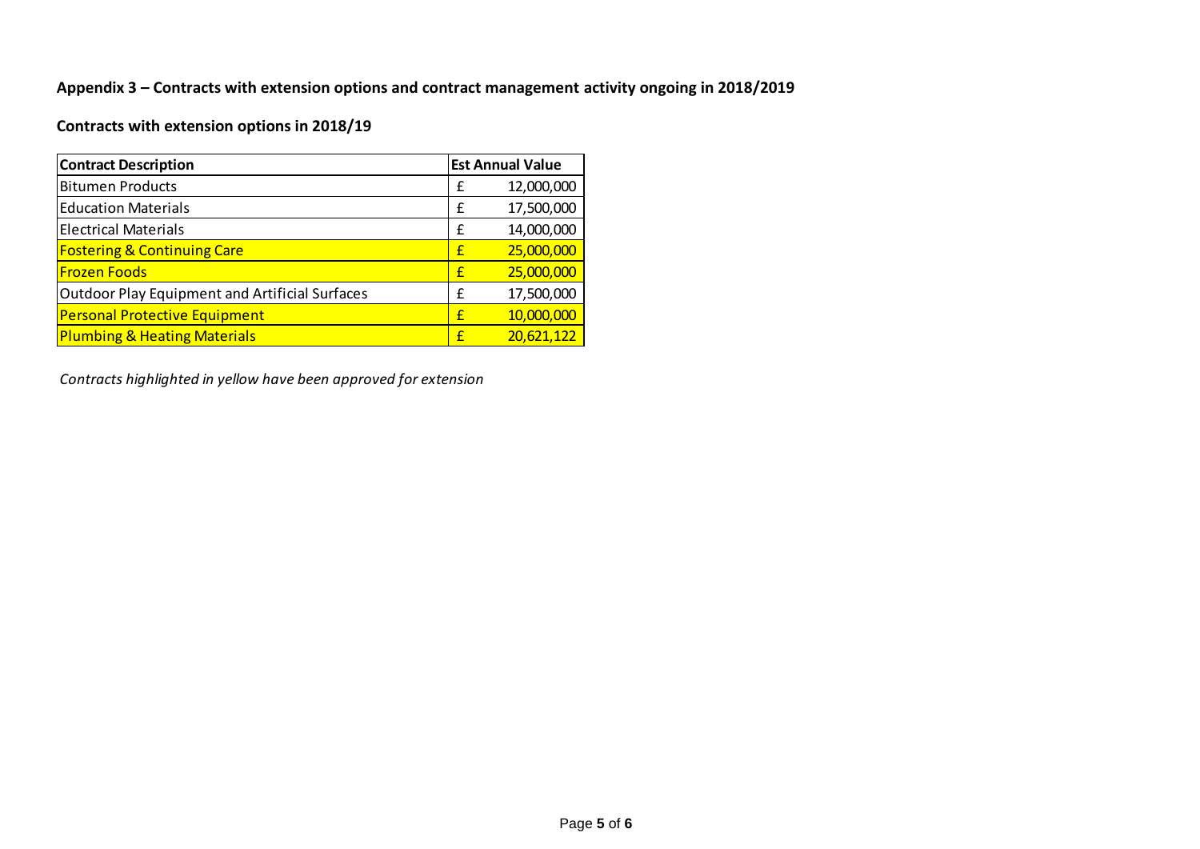**Appendix 3 – Contracts with extension options and contract management activity ongoing in 2018/2019**

**Contracts with extension options in 2018/19**

| Contract Description | Est Annual Value |
|---|---|
| Bitumen Products | £ 12,000,000 |
| Education Materials | £ 17,500,000 |
| Electrical Materials | £ 14,000,000 |
| Fostering & Continuing Care | £ 25,000,000 |
| Frozen Foods | £ 25,000,000 |
| Outdoor Play Equipment and Artificial Surfaces | £ 17,500,000 |
| Personal Protective Equipment | £ 10,000,000 |
| Plumbing & Heating Materials | £ 20,621,122 |

*Contracts highlighted in yellow have been approved for extension*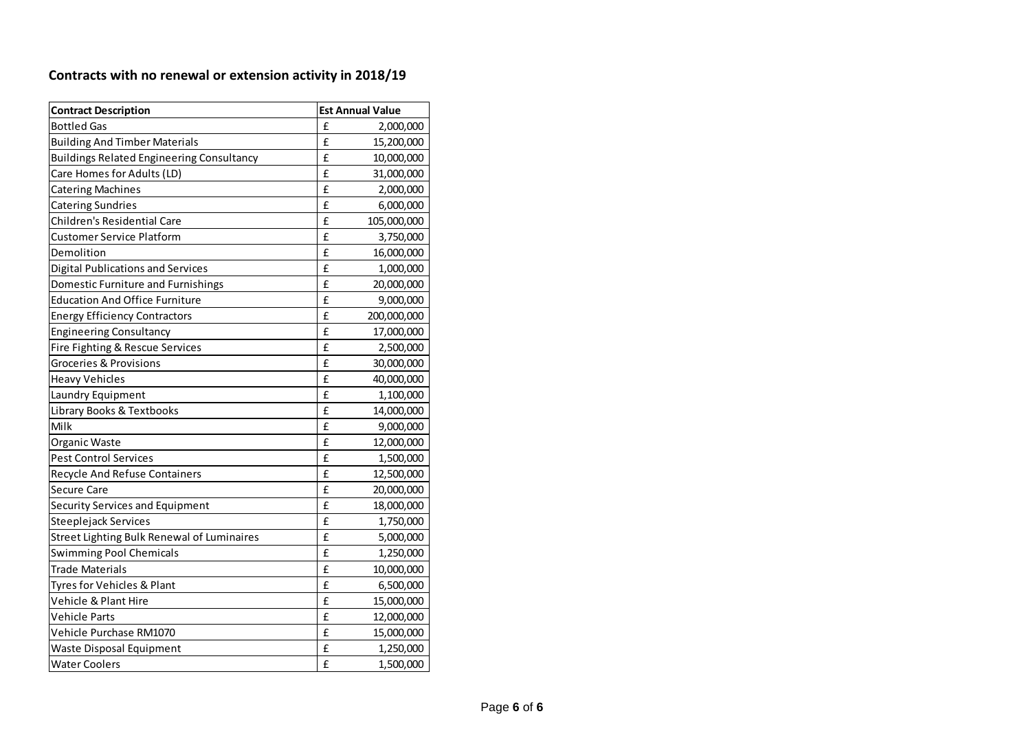## Contracts with no renewal or extension activity in 2018/19

| Contract Description | Est Annual Value |
|---|---|
| Bottled Gas | £ 2,000,000 |
| Building And Timber Materials | £ 15,200,000 |
| Buildings Related Engineering Consultancy | £ 10,000,000 |
| Care Homes for Adults (LD) | £ 31,000,000 |
| Catering Machines | £ 2,000,000 |
| Catering Sundries | £ 6,000,000 |
| Children's Residential Care | £ 105,000,000 |
| Customer Service Platform | £ 3,750,000 |
| Demolition | £ 16,000,000 |
| Digital Publications and Services | £ 1,000,000 |
| Domestic Furniture and Furnishings | £ 20,000,000 |
| Education And Office Furniture | £ 9,000,000 |
| Energy Efficiency Contractors | £ 200,000,000 |
| Engineering Consultancy | £ 17,000,000 |
| Fire Fighting & Rescue Services | £ 2,500,000 |
| Groceries & Provisions | £ 30,000,000 |
| Heavy Vehicles | £ 40,000,000 |
| Laundry Equipment | £ 1,100,000 |
| Library Books & Textbooks | £ 14,000,000 |
| Milk | £ 9,000,000 |
| Organic Waste | £ 12,000,000 |
| Pest Control Services | £ 1,500,000 |
| Recycle And Refuse Containers | £ 12,500,000 |
| Secure Care | £ 20,000,000 |
| Security Services and Equipment | £ 18,000,000 |
| Steeplejack Services | £ 1,750,000 |
| Street Lighting Bulk Renewal of Luminaires | £ 5,000,000 |
| Swimming Pool Chemicals | £ 1,250,000 |
| Trade Materials | £ 10,000,000 |
| Tyres for Vehicles & Plant | £ 6,500,000 |
| Vehicle & Plant Hire | £ 15,000,000 |
| Vehicle Parts | £ 12,000,000 |
| Vehicle Purchase RM1070 | £ 15,000,000 |
| Waste Disposal Equipment | £ 1,250,000 |
| Water Coolers | £ 1,500,000 |